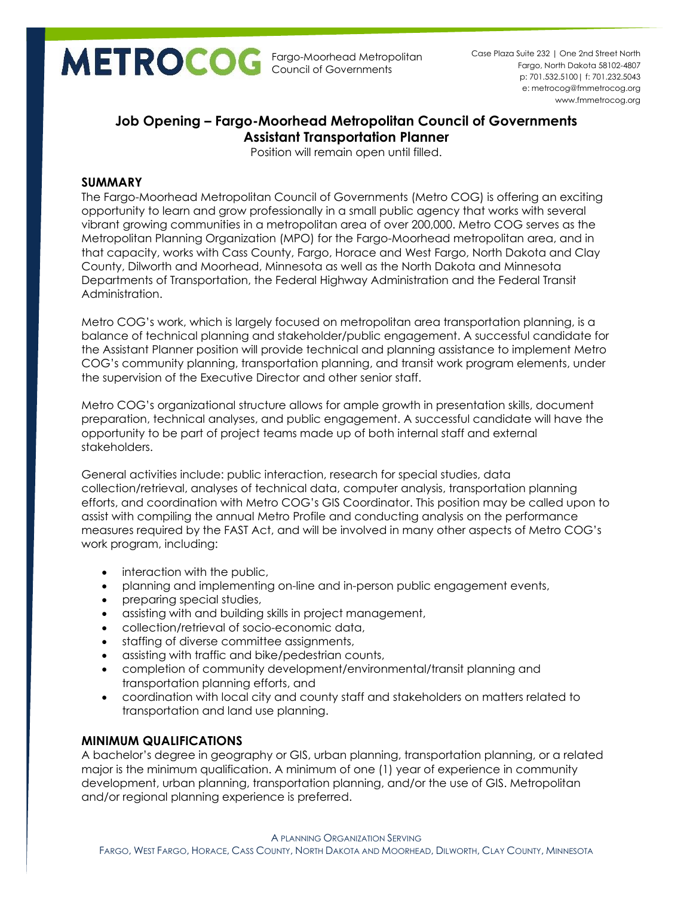**METROCOG** Fargo-Moorhead Metropolitan Council of Governments

Case Plaza Suite 232 | One 2nd Street North
Fargo, North Dakota 58102-4807
p: 701.532.5100| f: 701.232.5043
e: metrocog@fmmetrocog.org
www.fmmetrocog.org

# Job Opening – Fargo-Moorhead Metropolitan Council of Governments Assistant Transportation Planner

Position will remain open until filled.

## SUMMARY

The Fargo-Moorhead Metropolitan Council of Governments (Metro COG) is offering an exciting opportunity to learn and grow professionally in a small public agency that works with several vibrant growing communities in a metropolitan area of over 200,000. Metro COG serves as the Metropolitan Planning Organization (MPO) for the Fargo-Moorhead metropolitan area, and in that capacity, works with Cass County, Fargo, Horace and West Fargo, North Dakota and Clay County, Dilworth and Moorhead, Minnesota as well as the North Dakota and Minnesota Departments of Transportation, the Federal Highway Administration and the Federal Transit Administration.

Metro COG's work, which is largely focused on metropolitan area transportation planning, is a balance of technical planning and stakeholder/public engagement. A successful candidate for the Assistant Planner position will provide technical and planning assistance to implement Metro COG's community planning, transportation planning, and transit work program elements, under the supervision of the Executive Director and other senior staff.

Metro COG's organizational structure allows for ample growth in presentation skills, document preparation, technical analyses, and public engagement. A successful candidate will have the opportunity to be part of project teams made up of both internal staff and external stakeholders.

General activities include: public interaction, research for special studies, data collection/retrieval, analyses of technical data, computer analysis, transportation planning efforts, and coordination with Metro COG's GIS Coordinator. This position may be called upon to assist with compiling the annual Metro Profile and conducting analysis on the performance measures required by the FAST Act, and will be involved in many other aspects of Metro COG's work program, including:

- interaction with the public,
- planning and implementing on-line and in-person public engagement events,
- preparing special studies,
- assisting with and building skills in project management,
- collection/retrieval of socio-economic data,
- staffing of diverse committee assignments,
- assisting with traffic and bike/pedestrian counts,
- completion of community development/environmental/transit planning and transportation planning efforts, and
- coordination with local city and county staff and stakeholders on matters related to transportation and land use planning.

## MINIMUM QUALIFICATIONS

A bachelor's degree in geography or GIS, urban planning, transportation planning, or a related major is the minimum qualification. A minimum of one (1) year of experience in community development, urban planning, transportation planning, and/or the use of GIS. Metropolitan and/or regional planning experience is preferred.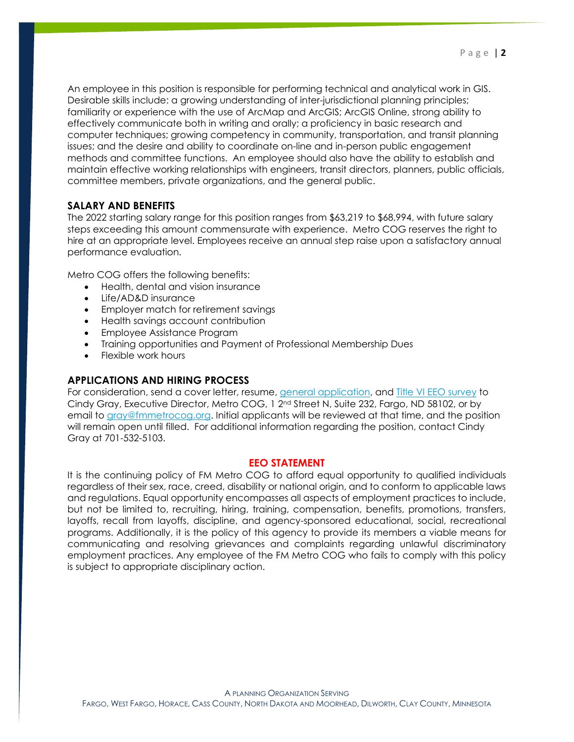An employee in this position is responsible for performing technical and analytical work in GIS. Desirable skills include: a growing understanding of inter-jurisdictional planning principles; familiarity or experience with the use of ArcMap and ArcGIS; ArcGIS Online, strong ability to effectively communicate both in writing and orally; a proficiency in basic research and computer techniques; growing competency in community, transportation, and transit planning issues; and the desire and ability to coordinate on-line and in-person public engagement methods and committee functions. An employee should also have the ability to establish and maintain effective working relationships with engineers, transit directors, planners, public officials, committee members, private organizations, and the general public.

## SALARY AND BENEFITS

The 2022 starting salary range for this position ranges from $63,219 to $68,994, with future salary steps exceeding this amount commensurate with experience. Metro COG reserves the right to hire at an appropriate level. Employees receive an annual step raise upon a satisfactory annual performance evaluation.

Metro COG offers the following benefits:

- Health, dental and vision insurance
- Life/AD&D insurance
- Employer match for retirement savings
- Health savings account contribution
- Employee Assistance Program
- Training opportunities and Payment of Professional Membership Dues
- Flexible work hours

## APPLICATIONS AND HIRING PROCESS

For consideration, send a cover letter, resume, general application, and Title VI EEO survey to Cindy Gray, Executive Director, Metro COG, 1 2nd Street N, Suite 232, Fargo, ND 58102, or by email to gray@fmmetrocog.org. Initial applicants will be reviewed at that time, and the position will remain open until filled. For additional information regarding the position, contact Cindy Gray at 701-532-5103.

## EEO STATEMENT

It is the continuing policy of FM Metro COG to afford equal opportunity to qualified individuals regardless of their sex, race, creed, disability or national origin, and to conform to applicable laws and regulations. Equal opportunity encompasses all aspects of employment practices to include, but not be limited to, recruiting, hiring, training, compensation, benefits, promotions, transfers, layoffs, recall from layoffs, discipline, and agency-sponsored educational, social, recreational programs. Additionally, it is the policy of this agency to provide its members a viable means for communicating and resolving grievances and complaints regarding unlawful discriminatory employment practices. Any employee of the FM Metro COG who fails to comply with this policy is subject to appropriate disciplinary action.